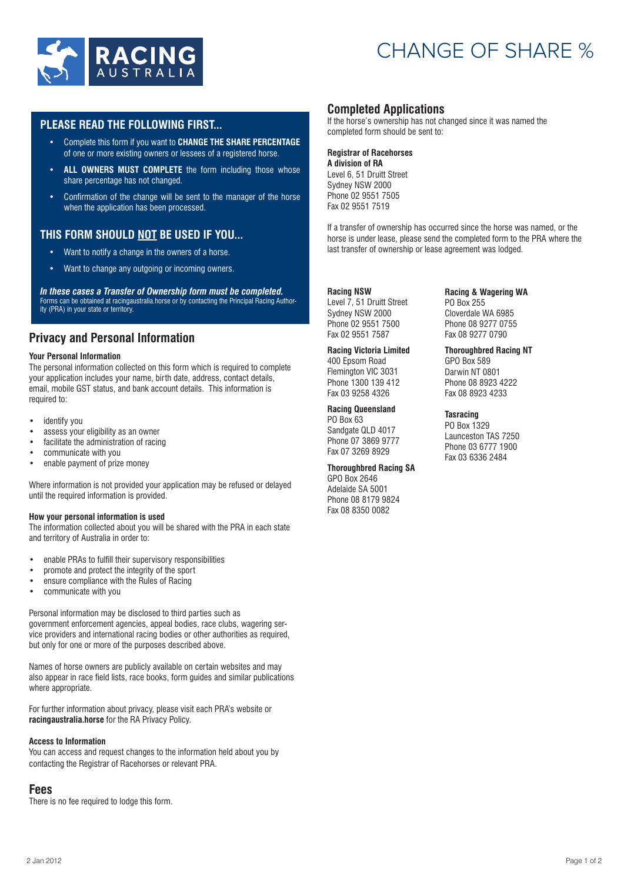# CHANGE OF SHARE %

## PLEASE READ THE FOLLOWING FIRST...

- Complete this form if you want to **CHANGE THE SHARE PERCENTAGE** of one or more existing owners or lessees of a registered horse.
- **ALL OWNERS MUST COMPLETE** the form including those whose share percentage has not changed.
- Confirmation of the change will be sent to the manager of the horse when the application has been processed.

## THIS FORM SHOULD NOT BE USED IF YOU...

- Want to notify a change in the owners of a horse.
- Want to change any outgoing or incoming owners.

***In these cases a Transfer of Ownership form must be completed.***
Forms can be obtained at racingaustralia.horse or by contacting the Principal Racing Authority (PRA) in your state or territory.

## Privacy and Personal Information

**Your Personal Information**

The personal information collected on this form which is required to complete your application includes your name, birth date, address, contact details, email, mobile GST status, and bank account details. This information is required to:

- identify you
- assess your eligibility as an owner
- facilitate the administration of racing
- communicate with you
- enable payment of prize money

Where information is not provided your application may be refused or delayed until the required information is provided.

**How your personal information is used**

The information collected about you will be shared with the PRA in each state and territory of Australia in order to:

- enable PRAs to fulfill their supervisory responsibilities
- promote and protect the integrity of the sport
- ensure compliance with the Rules of Racing
- communicate with you

Personal information may be disclosed to third parties such as government enforcement agencies, appeal bodies, race clubs, wagering service providers and international racing bodies or other authorities as required, but only for one or more of the purposes described above.

Names of horse owners are publicly available on certain websites and may also appear in race field lists, race books, form guides and similar publications where appropriate.

For further information about privacy, please visit each PRA's website or **racingaustralia.horse** for the RA Privacy Policy.

**Access to Information**

You can access and request changes to the information held about you by contacting the Registrar of Racehorses or relevant PRA.

## Fees

There is no fee required to lodge this form.

## Completed Applications

If the horse's ownership has not changed since it was named the completed form should be sent to:

**Registrar of Racehorses**
**A division of RA**
Level 6, 51 Druitt Street
Sydney NSW 2000
Phone 02 9551 7505
Fax 02 9551 7519

If a transfer of ownership has occurred since the horse was named, or the horse is under lease, please send the completed form to the PRA where the last transfer of ownership or lease agreement was lodged.

**Racing NSW**
Level 7, 51 Druitt Street
Sydney NSW 2000
Phone 02 9551 7500
Fax 02 9551 7587

**Racing Victoria Limited**
400 Epsom Road
Flemington VIC 3031
Phone 1300 139 412
Fax 03 9258 4326

**Racing Queensland**
PO Box 63
Sandgate QLD 4017
Phone 07 3869 9777
Fax 07 3269 8929

**Thoroughbred Racing SA**
GPO Box 2646
Adelaide SA 5001
Phone 08 8179 9824
Fax 08 8350 0082

**Racing & Wagering WA**
PO Box 255
Cloverdale WA 6985
Phone 08 9277 0755
Fax 08 9277 0790

**Thoroughbred Racing NT**
GPO Box 589
Darwin NT 0801
Phone 08 8923 4222
Fax 08 8923 4233

**Tasracing**
PO Box 1329
Launceston TAS 7250
Phone 03 6777 1900
Fax 03 6336 2484

2 Jan 2012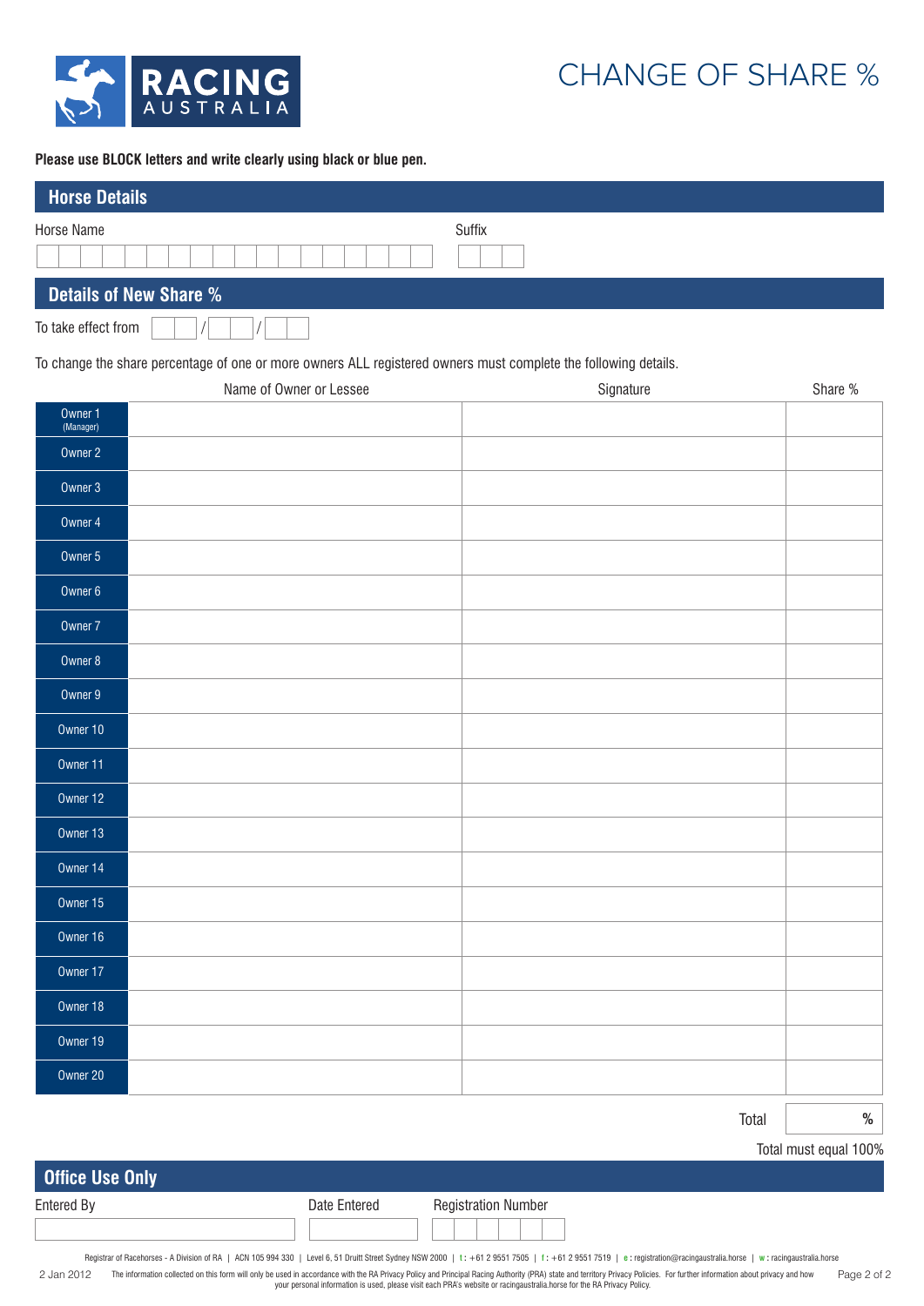# CHANGE OF SHARE %

**Please use BLOCK letters and write clearly using black or blue pen.**

## Horse Details

Horse Name

Suffix

## Details of New Share %

To take effect from ___ / ___ / ___

To change the share percentage of one or more owners ALL registered owners must complete the following details.

| | Name of Owner or Lessee | Signature | Share % |
|---|---|---|---|
| Owner 1 (Manager) | | | |
| Owner 2 | | | |
| Owner 3 | | | |
| Owner 4 | | | |
| Owner 5 | | | |
| Owner 6 | | | |
| Owner 7 | | | |
| Owner 8 | | | |
| Owner 9 | | | |
| Owner 10 | | | |
| Owner 11 | | | |
| Owner 12 | | | |
| Owner 13 | | | |
| Owner 14 | | | |
| Owner 15 | | | |
| Owner 16 | | | |
| Owner 17 | | | |
| Owner 18 | | | |
| Owner 19 | | | |
| Owner 20 | | | |
| | | Total | % |

Total must equal 100%

## Office Use Only

| Entered By | Date Entered | Registration Number |
|---|---|---|
| | | |

Registrar of Racehorses - A Division of RA | ACN 105 994 330 | Level 6, 51 Druitt Street Sydney NSW 2000 | t: +61 2 9551 7505 | f: +61 2 9551 7519 | e: registration@racingaustralia.horse | w: racingaustralia.horse

2 Jan 2012 The information collected on this form will only be used in accordance with the RA Privacy Policy and Principal Racing Authority (PRA) state and territory Privacy Policies. For further information about privacy and how your personal information is used, please visit each PRA's website or racingaustralia.horse for the RA Privacy Policy.